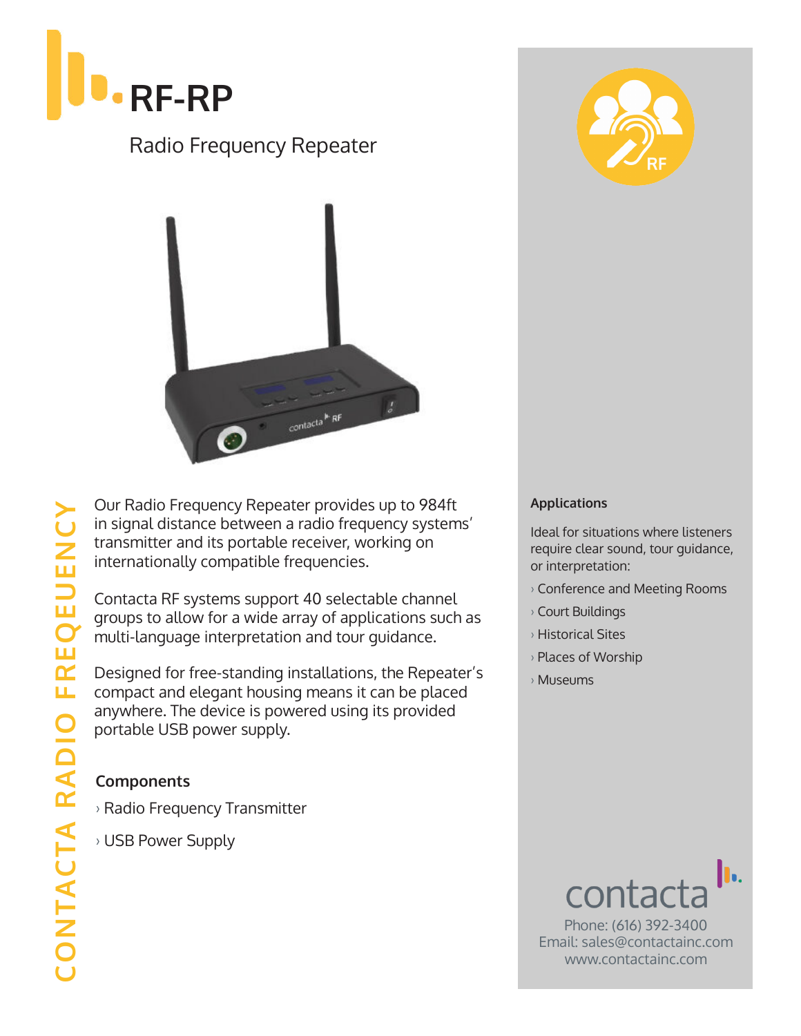# RF-RP

## Radio Frequency Repeater

CONTACTA RADIO FREQEUENCY

Our Radio Frequency Repeater provides up to 984ft in signal distance between a radio frequency systems' transmitter and its portable receiver, working on internationally compatible frequencies.

Contacta RF systems support 40 selectable channel groups to allow for a wide array of applications such as multi-language interpretation and tour guidance.

Designed for free-standing installations, the Repeater's compact and elegant housing means it can be placed anywhere. The device is powered using its provided portable USB power supply.

### Components

› Radio Frequency Transmitter

› USB Power Supply

### Applications

Ideal for situations where listeners require clear sound, tour guidance, or interpretation:

› Conference and Meeting Rooms

› Court Buildings

› Historical Sites

› Places of Worship

› Museums

contacta

Phone: (616) 392-3400
Email: sales@contactainc.com
www.contactainc.com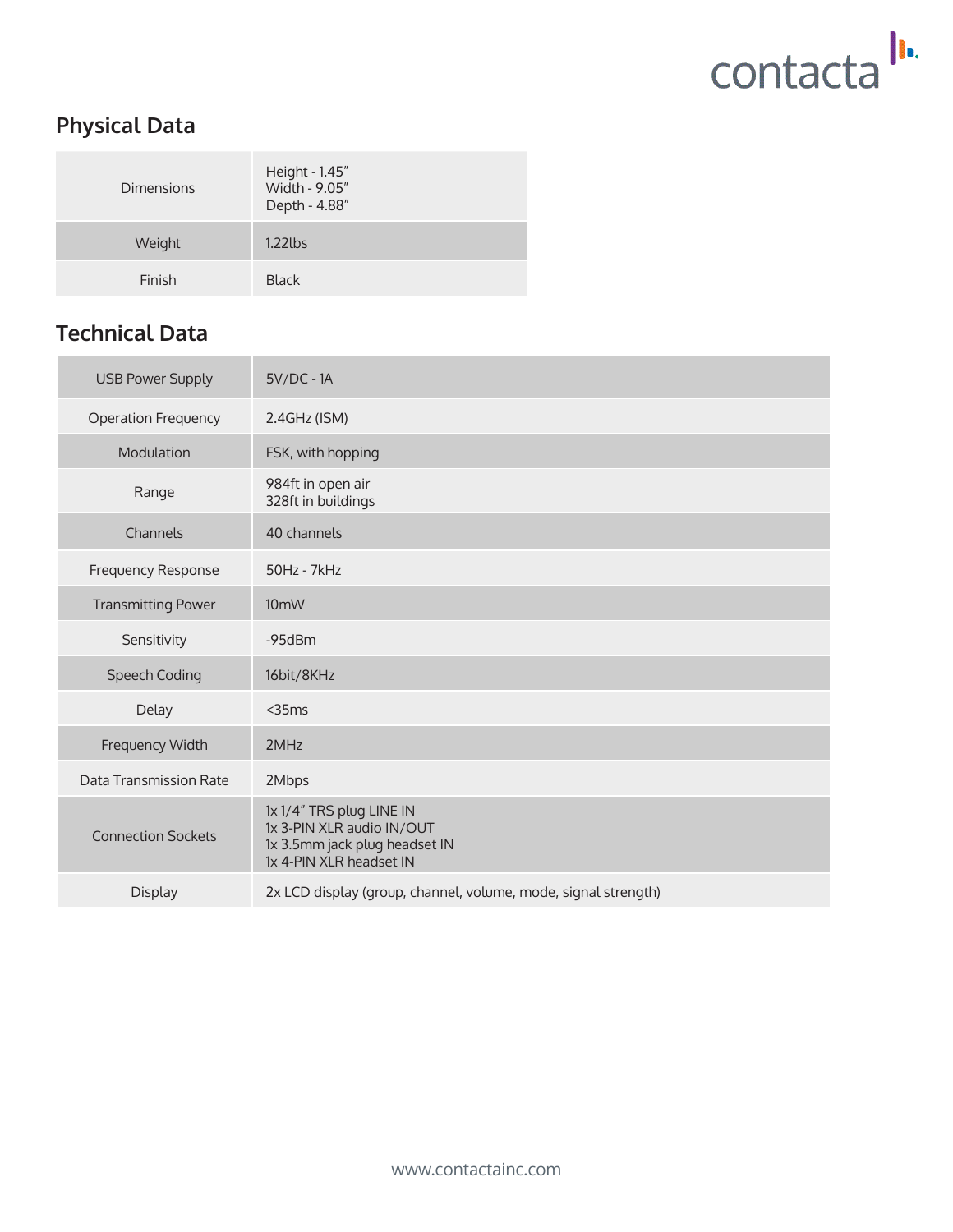## Physical Data

| | |
|---|---|
| Dimensions | Height - 1.45″<br>Width - 9.05″<br>Depth - 4.88″ |
| Weight | 1.22lbs |
| Finish | Black |

## Technical Data

| | |
|---|---|
| USB Power Supply | 5V/DC - 1A |
| Operation Frequency | 2.4GHz (ISM) |
| Modulation | FSK, with hopping |
| Range | 984ft in open air<br>328ft in buildings |
| Channels | 40 channels |
| Frequency Response | 50Hz - 7kHz |
| Transmitting Power | 10mW |
| Sensitivity | -95dBm |
| Speech Coding | 16bit/8KHz |
| Delay | <35ms |
| Frequency Width | 2MHz |
| Data Transmission Rate | 2Mbps |
| Connection Sockets | 1x 1/4″ TRS plug LINE IN<br>1x 3-PIN XLR audio IN/OUT<br>1x 3.5mm jack plug headset IN<br>1x 4-PIN XLR headset IN |
| Display | 2x LCD display (group, channel, volume, mode, signal strength) |